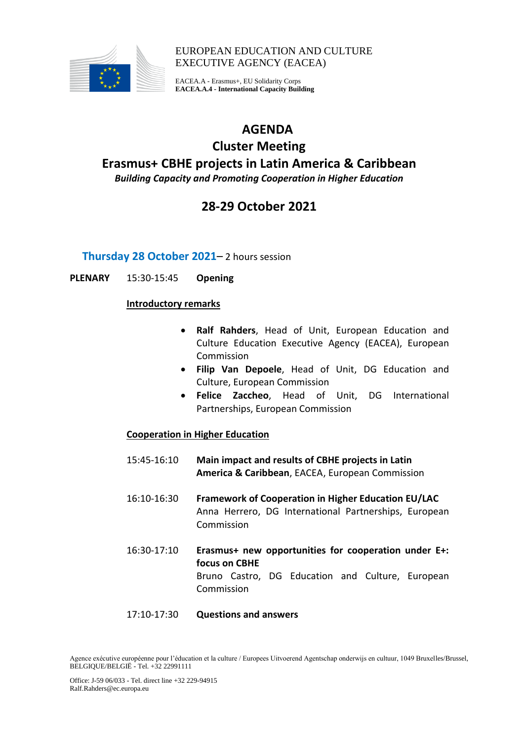EUROPEAN EDUCATION AND CULTURE
EXECUTIVE AGENCY (EACEA)

EACEA.A - Erasmus+, EU Solidarity Corps
**EACEA.A.4 - International Capacity Building**

# AGENDA
# Cluster Meeting
# Erasmus+ CBHE projects in Latin America & Caribbean

***Building Capacity and Promoting Cooperation in Higher Education***

## 28-29 October 2021

### Thursday 28 October 2021– 2 hours session

**PLENARY** 15:30-15:45 **Opening**

**Introductory remarks**

- **Ralf Rahders**, Head of Unit, European Education and Culture Education Executive Agency (EACEA), European Commission
- **Filip Van Depoele**, Head of Unit, DG Education and Culture, European Commission
- **Felice Zaccheo**, Head of Unit, DG International Partnerships, European Commission

**Cooperation in Higher Education**

15:45-16:10 **Main impact and results of CBHE projects in Latin America & Caribbean**, EACEA, European Commission

16:10-16:30 **Framework of Cooperation in Higher Education EU/LAC**
Anna Herrero, DG International Partnerships, European Commission

16:30-17:10 **Erasmus+ new opportunities for cooperation under E+: focus on CBHE**
Bruno Castro, DG Education and Culture, European Commission

17:10-17:30 **Questions and answers**

Agence exécutive européenne pour l'éducation et la culture / Europees Uitvoerend Agentschap onderwijs en cultuur, 1049 Bruxelles/Brussel, BELGIQUE/BELGIË - Tel. +32 22991111

Office: J-59 06/033 - Tel. direct line +32 229-94915
Ralf.Rahders@ec.europa.eu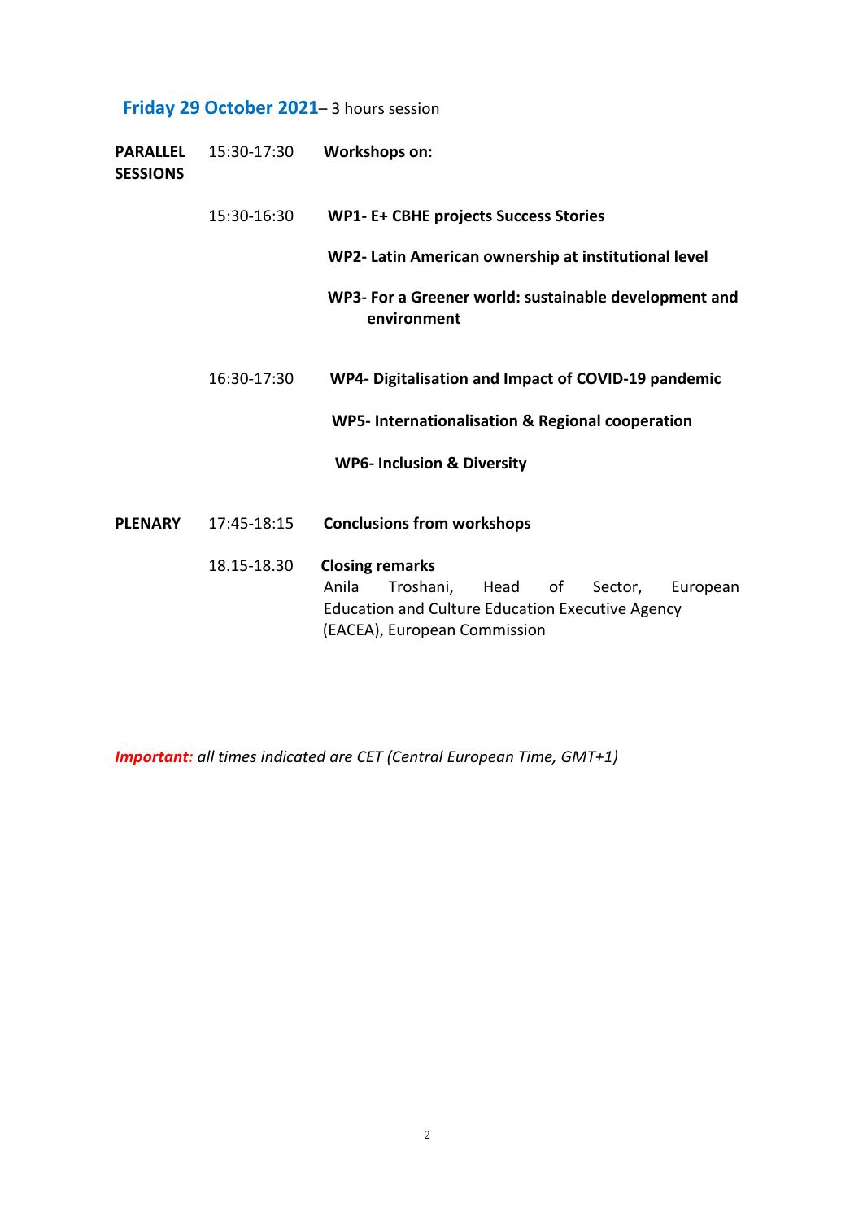## Friday 29 October 2021– 3 hours session

| | | |
|---|---|---|
| **PARALLEL SESSIONS** | 15:30-17:30 | **Workshops on:** |
| | 15:30-16:30 | **WP1- E+ CBHE projects Success Stories** |
| | | **WP2- Latin American ownership at institutional level** |
| | | **WP3- For a Greener world: sustainable development and environment** |
| | 16:30-17:30 | **WP4- Digitalisation and Impact of COVID-19 pandemic** |
| | | **WP5- Internationalisation & Regional cooperation** |
| | | **WP6- Inclusion & Diversity** |
| **PLENARY** | 17:45-18:15 | **Conclusions from workshops** |
| | 18.15-18.30 | **Closing remarks** Anila Troshani, Head of Sector, European Education and Culture Education Executive Agency (EACEA), European Commission |

***Important:*** *all times indicated are CET (Central European Time, GMT+1)*